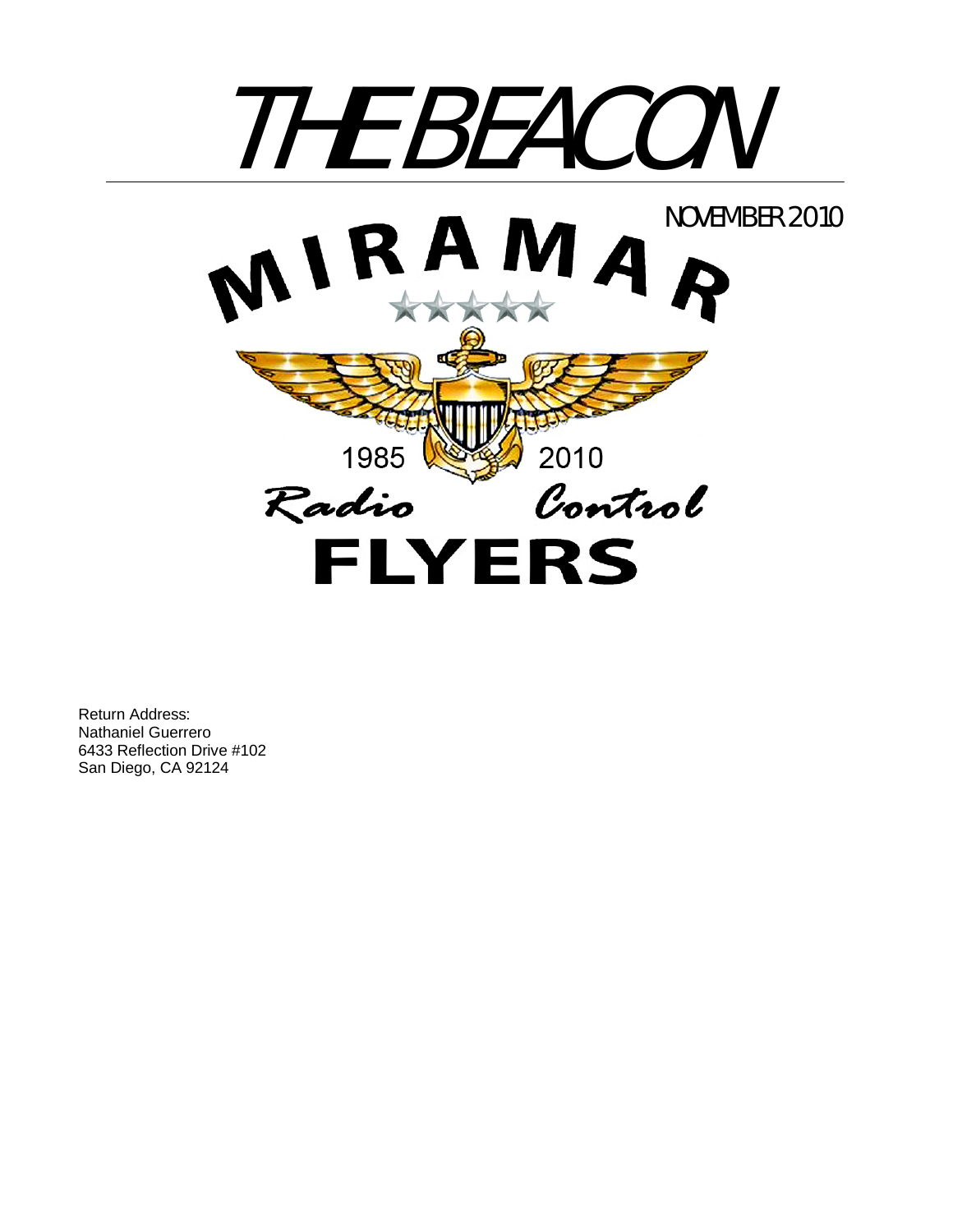# THE BEACON

NOVEMBER 2010

MIRAMAR

1985 2010

Radio Control

FLYERS

Return Address:
Nathaniel Guerrero
6433 Reflection Drive #102
San Diego, CA 92124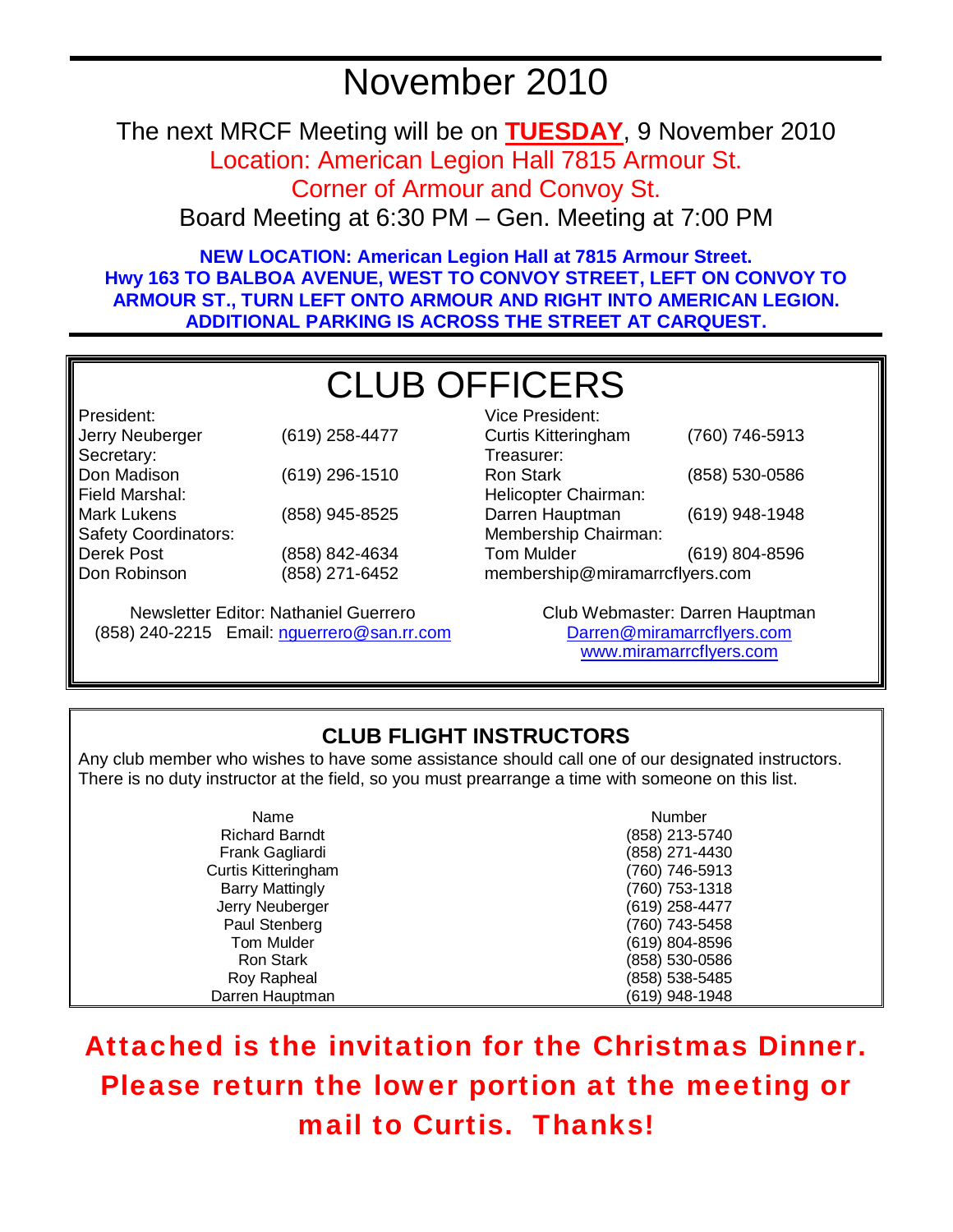# November 2010

The next MRCF Meeting will be on **TUESDAY**, 9 November 2010
Location: American Legion Hall 7815 Armour St.
Corner of Armour and Convoy St.
Board Meeting at 6:30 PM – Gen. Meeting at 7:00 PM

**NEW LOCATION: American Legion Hall at 7815 Armour Street.**
**Hwy 163 TO BALBOA AVENUE, WEST TO CONVOY STREET, LEFT ON CONVOY TO ARMOUR ST., TURN LEFT ONTO ARMOUR AND RIGHT INTO AMERICAN LEGION. ADDITIONAL PARKING IS ACROSS THE STREET AT CARQUEST.**

## CLUB OFFICERS

President:
Jerry Neuberger (619) 258-4477

Secretary:
Don Madison (619) 296-1510

Field Marshal:
Mark Lukens (858) 945-8525

Safety Coordinators:
Derek Post (858) 842-4634
Don Robinson (858) 271-6452

Vice President:
Curtis Kitteringham (760) 746-5913

Treasurer:
Ron Stark (858) 530-0586

Helicopter Chairman:
Darren Hauptman (619) 948-1948

Membership Chairman:
Tom Mulder (619) 804-8596
membership@miramarrcflyers.com

Newsletter Editor: Nathaniel Guerrero
(858) 240-2215 Email: nguerrero@san.rr.com

Club Webmaster: Darren Hauptman
Darren@miramarrcflyers.com
www.miramarrcflyers.com

## CLUB FLIGHT INSTRUCTORS

Any club member who wishes to have some assistance should call one of our designated instructors. There is no duty instructor at the field, so you must prearrange a time with someone on this list.

| Name | Number |
|---|---|
| Richard Barndt | (858) 213-5740 |
| Frank Gagliardi | (858) 271-4430 |
| Curtis Kitteringham | (760) 746-5913 |
| Barry Mattingly | (760) 753-1318 |
| Jerry Neuberger | (619) 258-4477 |
| Paul Stenberg | (760) 743-5458 |
| Tom Mulder | (619) 804-8596 |
| Ron Stark | (858) 530-0586 |
| Roy Rapheal | (858) 538-5485 |
| Darren Hauptman | (619) 948-1948 |

**Attached is the invitation for the Christmas Dinner. Please return the lower portion at the meeting or mail to Curtis. Thanks!**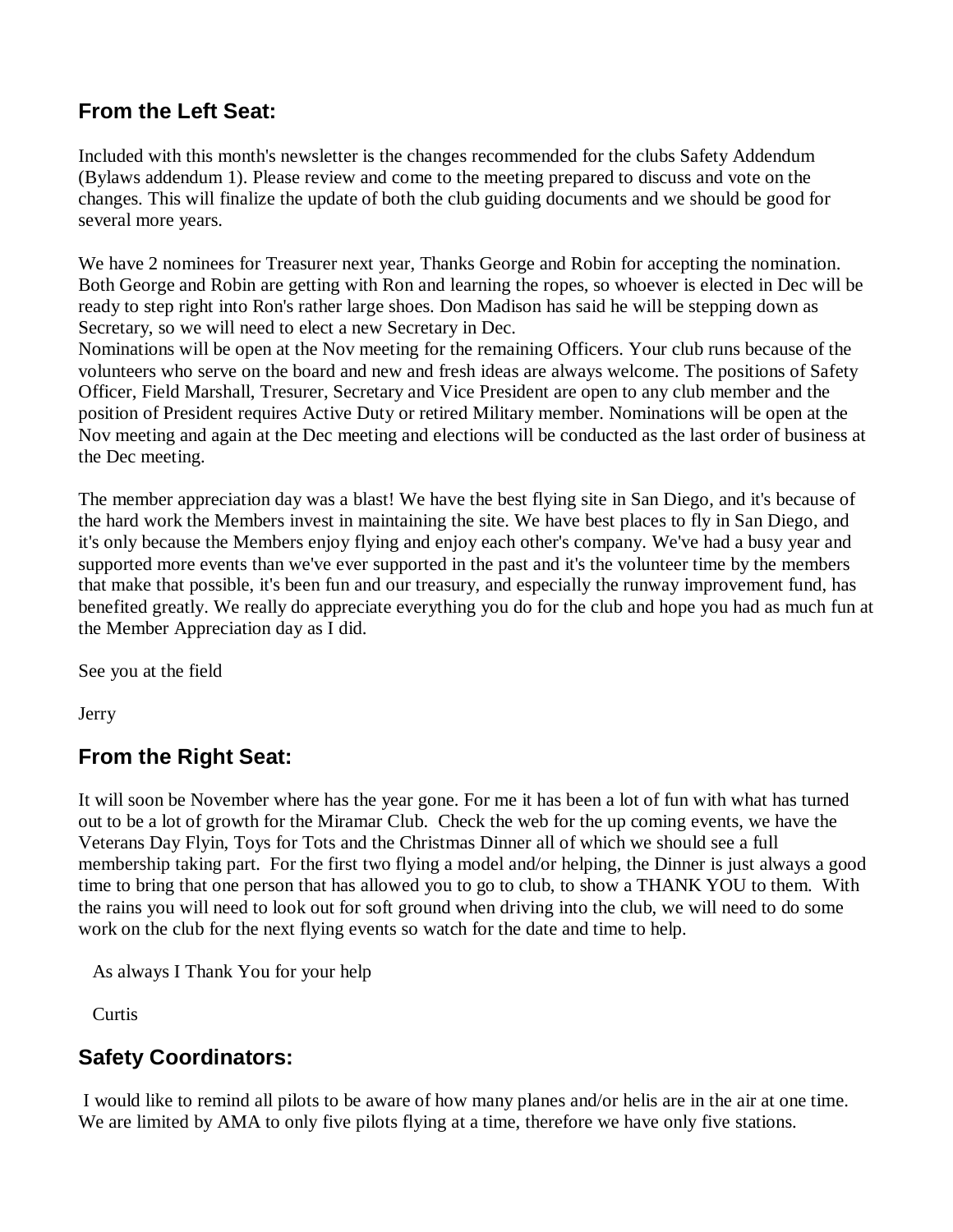## From the Left Seat:

Included with this month's newsletter is the changes recommended for the clubs Safety Addendum (Bylaws addendum 1). Please review and come to the meeting prepared to discuss and vote on the changes. This will finalize the update of both the club guiding documents and we should be good for several more years.

We have 2 nominees for Treasurer next year, Thanks George and Robin for accepting the nomination. Both George and Robin are getting with Ron and learning the ropes, so whoever is elected in Dec will be ready to step right into Ron's rather large shoes. Don Madison has said he will be stepping down as Secretary, so we will need to elect a new Secretary in Dec.
Nominations will be open at the Nov meeting for the remaining Officers. Your club runs because of the volunteers who serve on the board and new and fresh ideas are always welcome. The positions of Safety Officer, Field Marshall, Tresurer, Secretary and Vice President are open to any club member and the position of President requires Active Duty or retired Military member. Nominations will be open at the Nov meeting and again at the Dec meeting and elections will be conducted as the last order of business at the Dec meeting.

The member appreciation day was a blast! We have the best flying site in San Diego, and it's because of the hard work the Members invest in maintaining the site. We have best places to fly in San Diego, and it's only because the Members enjoy flying and enjoy each other's company. We've had a busy year and supported more events than we've ever supported in the past and it's the volunteer time by the members that make that possible, it's been fun and our treasury, and especially the runway improvement fund, has benefited greatly. We really do appreciate everything you do for the club and hope you had as much fun at the Member Appreciation day as I did.

See you at the field

Jerry

## From the Right Seat:

It will soon be November where has the year gone. For me it has been a lot of fun with what has turned out to be a lot of growth for the Miramar Club. Check the web for the up coming events, we have the Veterans Day Flyin, Toys for Tots and the Christmas Dinner all of which we should see a full membership taking part. For the first two flying a model and/or helping, the Dinner is just always a good time to bring that one person that has allowed you to go to club, to show a THANK YOU to them. With the rains you will need to look out for soft ground when driving into the club, we will need to do some work on the club for the next flying events so watch for the date and time to help.

As always I Thank You for your help

Curtis

## Safety Coordinators:

I would like to remind all pilots to be aware of how many planes and/or helis are in the air at one time. We are limited by AMA to only five pilots flying at a time, therefore we have only five stations.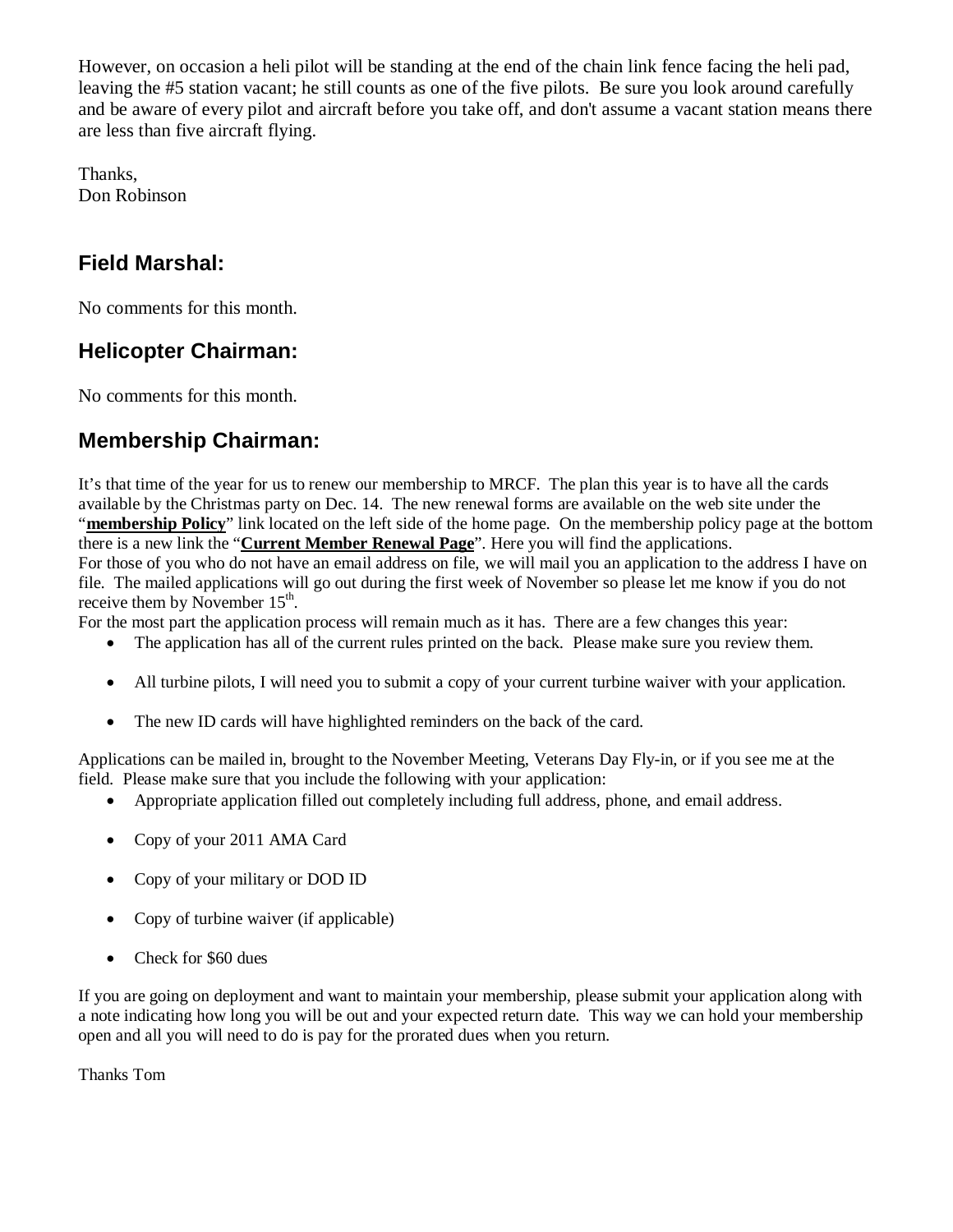However, on occasion a heli pilot will be standing at the end of the chain link fence facing the heli pad, leaving the #5 station vacant; he still counts as one of the five pilots. Be sure you look around carefully and be aware of every pilot and aircraft before you take off, and don't assume a vacant station means there are less than five aircraft flying.

Thanks,
Don Robinson

## Field Marshal:

No comments for this month.

## Helicopter Chairman:

No comments for this month.

## Membership Chairman:

It's that time of the year for us to renew our membership to MRCF. The plan this year is to have all the cards available by the Christmas party on Dec. 14. The new renewal forms are available on the web site under the "**membership Policy**" link located on the left side of the home page. On the membership policy page at the bottom there is a new link the "**Current Member Renewal Page**". Here you will find the applications.
For those of you who do not have an email address on file, we will mail you an application to the address I have on file. The mailed applications will go out during the first week of November so please let me know if you do not receive them by November 15th.
For the most part the application process will remain much as it has. There are a few changes this year:

- The application has all of the current rules printed on the back. Please make sure you review them.
- All turbine pilots, I will need you to submit a copy of your current turbine waiver with your application.
- The new ID cards will have highlighted reminders on the back of the card.

Applications can be mailed in, brought to the November Meeting, Veterans Day Fly-in, or if you see me at the field. Please make sure that you include the following with your application:

- Appropriate application filled out completely including full address, phone, and email address.
- Copy of your 2011 AMA Card
- Copy of your military or DOD ID
- Copy of turbine waiver (if applicable)
- Check for $60 dues

If you are going on deployment and want to maintain your membership, please submit your application along with a note indicating how long you will be out and your expected return date. This way we can hold your membership open and all you will need to do is pay for the prorated dues when you return.

Thanks Tom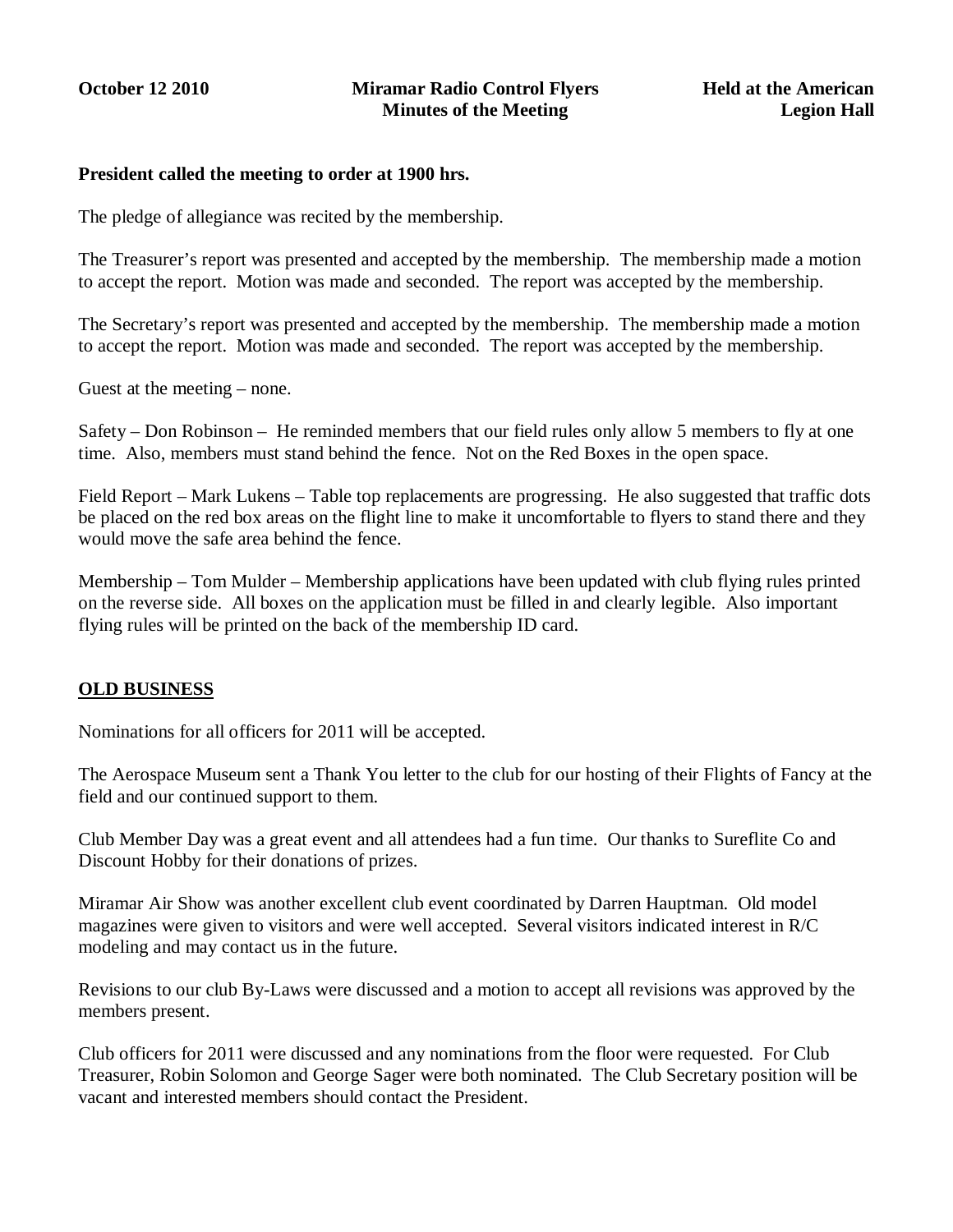**October 12 2010** **Miramar Radio Control Flyers** **Held at the American Legion Hall**

**Minutes of the Meeting**

**President called the meeting to order at 1900 hrs.**

The pledge of allegiance was recited by the membership.

The Treasurer's report was presented and accepted by the membership. The membership made a motion to accept the report. Motion was made and seconded. The report was accepted by the membership.

The Secretary's report was presented and accepted by the membership. The membership made a motion to accept the report. Motion was made and seconded. The report was accepted by the membership.

Guest at the meeting – none.

Safety – Don Robinson – He reminded members that our field rules only allow 5 members to fly at one time. Also, members must stand behind the fence. Not on the Red Boxes in the open space.

Field Report – Mark Lukens – Table top replacements are progressing. He also suggested that traffic dots be placed on the red box areas on the flight line to make it uncomfortable to flyers to stand there and they would move the safe area behind the fence.

Membership – Tom Mulder – Membership applications have been updated with club flying rules printed on the reverse side. All boxes on the application must be filled in and clearly legible. Also important flying rules will be printed on the back of the membership ID card.

## OLD BUSINESS

Nominations for all officers for 2011 will be accepted.

The Aerospace Museum sent a Thank You letter to the club for our hosting of their Flights of Fancy at the field and our continued support to them.

Club Member Day was a great event and all attendees had a fun time. Our thanks to Sureflite Co and Discount Hobby for their donations of prizes.

Miramar Air Show was another excellent club event coordinated by Darren Hauptman. Old model magazines were given to visitors and were well accepted. Several visitors indicated interest in R/C modeling and may contact us in the future.

Revisions to our club By-Laws were discussed and a motion to accept all revisions was approved by the members present.

Club officers for 2011 were discussed and any nominations from the floor were requested. For Club Treasurer, Robin Solomon and George Sager were both nominated. The Club Secretary position will be vacant and interested members should contact the President.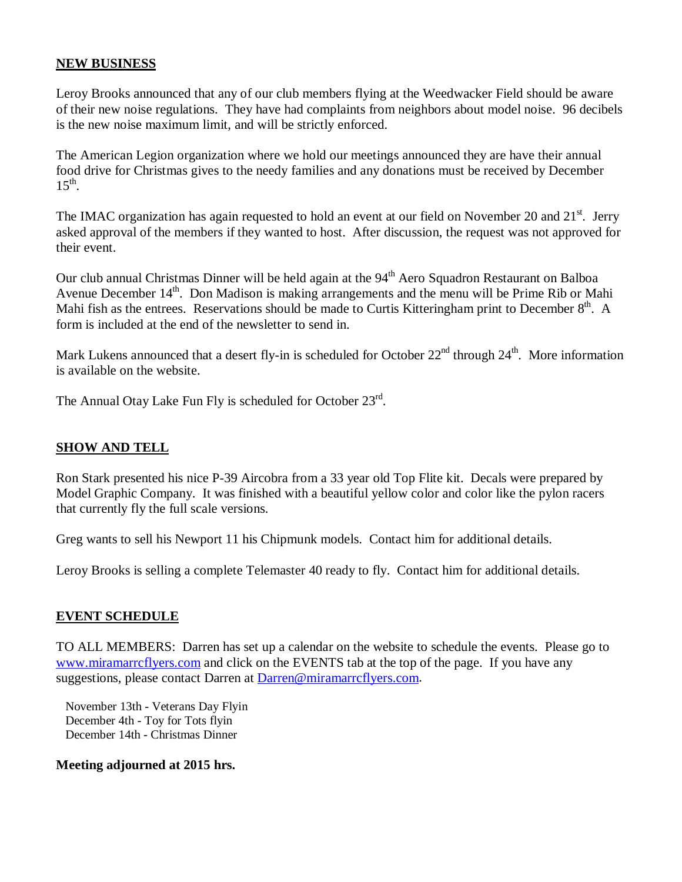## NEW BUSINESS

Leroy Brooks announced that any of our club members flying at the Weedwacker Field should be aware of their new noise regulations. They have had complaints from neighbors about model noise. 96 decibels is the new noise maximum limit, and will be strictly enforced.

The American Legion organization where we hold our meetings announced they are have their annual food drive for Christmas gives to the needy families and any donations must be received by December 15th.

The IMAC organization has again requested to hold an event at our field on November 20 and 21st. Jerry asked approval of the members if they wanted to host. After discussion, the request was not approved for their event.

Our club annual Christmas Dinner will be held again at the 94th Aero Squadron Restaurant on Balboa Avenue December 14th. Don Madison is making arrangements and the menu will be Prime Rib or Mahi Mahi fish as the entrees. Reservations should be made to Curtis Kitteringham print to December 8th. A form is included at the end of the newsletter to send in.

Mark Lukens announced that a desert fly-in is scheduled for October 22nd through 24th. More information is available on the website.

The Annual Otay Lake Fun Fly is scheduled for October 23rd.

## SHOW AND TELL

Ron Stark presented his nice P-39 Aircobra from a 33 year old Top Flite kit. Decals were prepared by Model Graphic Company. It was finished with a beautiful yellow color and color like the pylon racers that currently fly the full scale versions.

Greg wants to sell his Newport 11 his Chipmunk models. Contact him for additional details.

Leroy Brooks is selling a complete Telemaster 40 ready to fly. Contact him for additional details.

## EVENT SCHEDULE

TO ALL MEMBERS: Darren has set up a calendar on the website to schedule the events. Please go to www.miramarrcflyers.com and click on the EVENTS tab at the top of the page. If you have any suggestions, please contact Darren at Darren@miramarrcflyers.com.

November 13th - Veterans Day Flyin
December 4th - Toy for Tots flyin
December 14th - Christmas Dinner

**Meeting adjourned at 2015 hrs.**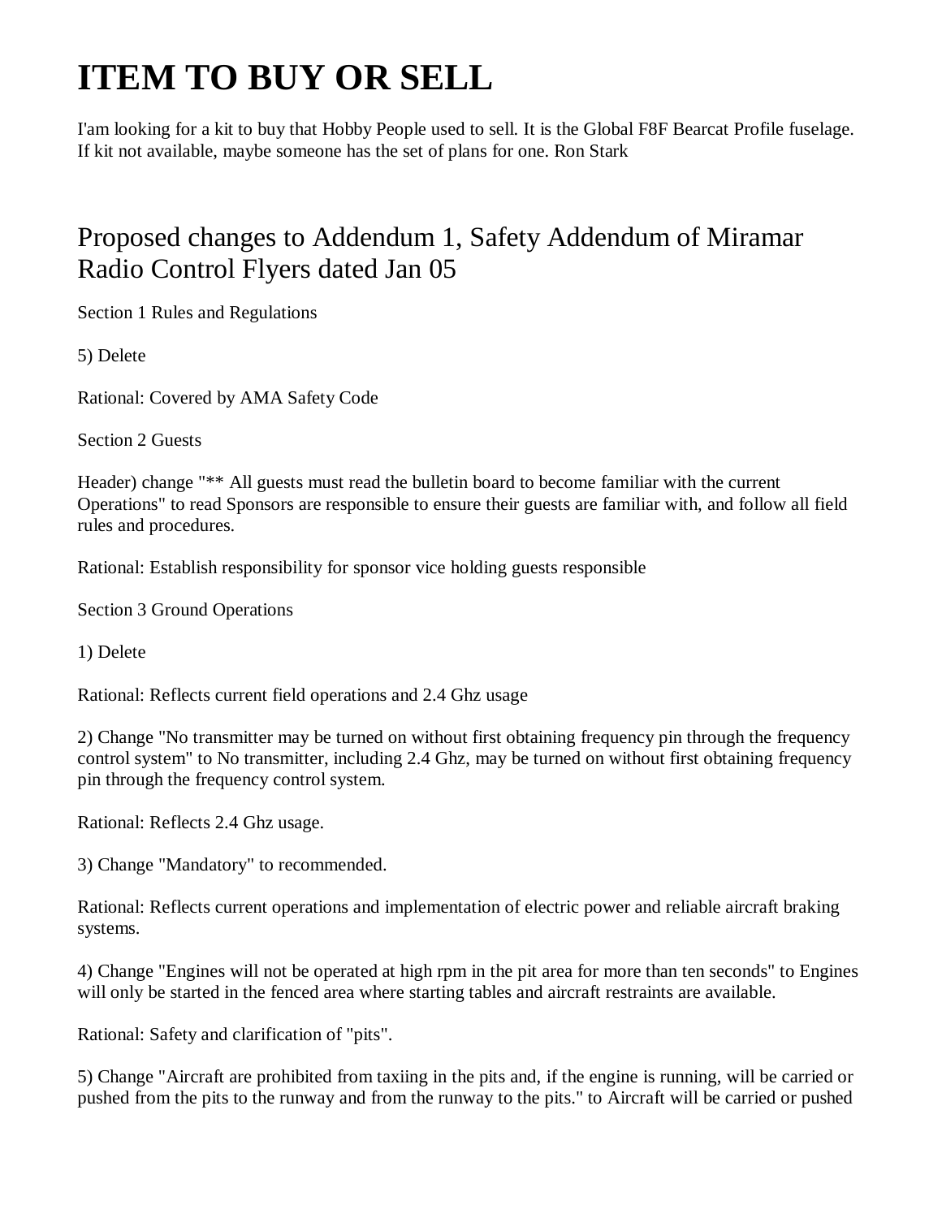# ITEM TO BUY OR SELL

I'am looking for a kit to buy that Hobby People used to sell. It is the Global F8F Bearcat Profile fuselage. If kit not available, maybe someone has the set of plans for one. Ron Stark

## Proposed changes to Addendum 1, Safety Addendum of Miramar Radio Control Flyers dated Jan 05

Section 1 Rules and Regulations

5) Delete

Rational: Covered by AMA Safety Code

Section 2 Guests

Header) change "** All guests must read the bulletin board to become familiar with the current Operations" to read Sponsors are responsible to ensure their guests are familiar with, and follow all field rules and procedures.

Rational: Establish responsibility for sponsor vice holding guests responsible

Section 3 Ground Operations

1) Delete

Rational: Reflects current field operations and 2.4 Ghz usage

2) Change "No transmitter may be turned on without first obtaining frequency pin through the frequency control system" to No transmitter, including 2.4 Ghz, may be turned on without first obtaining frequency pin through the frequency control system.

Rational: Reflects 2.4 Ghz usage.

3) Change "Mandatory" to recommended.

Rational: Reflects current operations and implementation of electric power and reliable aircraft braking systems.

4) Change "Engines will not be operated at high rpm in the pit area for more than ten seconds" to Engines will only be started in the fenced area where starting tables and aircraft restraints are available.

Rational: Safety and clarification of "pits".

5) Change "Aircraft are prohibited from taxiing in the pits and, if the engine is running, will be carried or pushed from the pits to the runway and from the runway to the pits." to Aircraft will be carried or pushed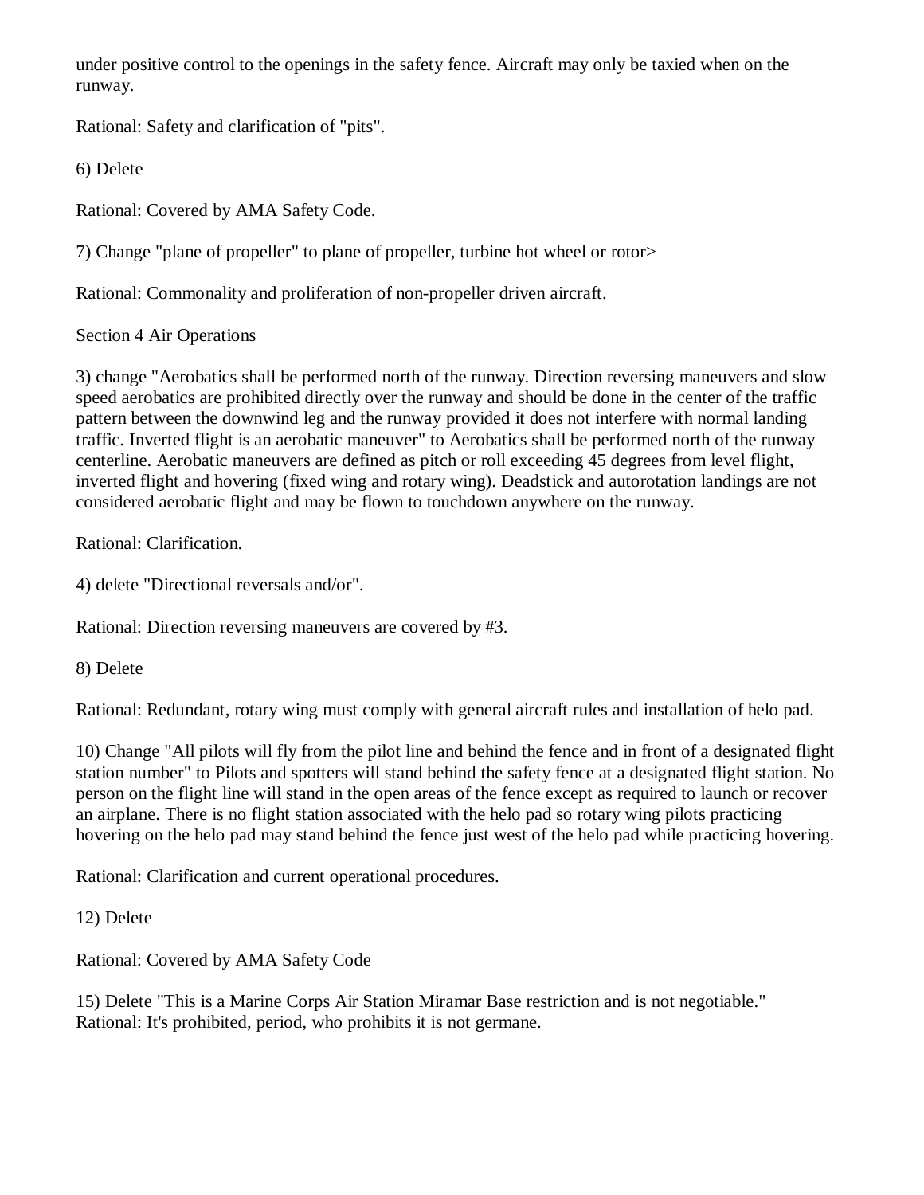under positive control to the openings in the safety fence. Aircraft may only be taxied when on the runway.

Rational: Safety and clarification of "pits".

6) Delete

Rational: Covered by AMA Safety Code.

7) Change "plane of propeller" to plane of propeller, turbine hot wheel or rotor>

Rational: Commonality and proliferation of non-propeller driven aircraft.

Section 4 Air Operations

3) change "Aerobatics shall be performed north of the runway. Direction reversing maneuvers and slow speed aerobatics are prohibited directly over the runway and should be done in the center of the traffic pattern between the downwind leg and the runway provided it does not interfere with normal landing traffic. Inverted flight is an aerobatic maneuver" to Aerobatics shall be performed north of the runway centerline. Aerobatic maneuvers are defined as pitch or roll exceeding 45 degrees from level flight, inverted flight and hovering (fixed wing and rotary wing). Deadstick and autorotation landings are not considered aerobatic flight and may be flown to touchdown anywhere on the runway.

Rational: Clarification.

4) delete "Directional reversals and/or".

Rational: Direction reversing maneuvers are covered by #3.

8) Delete

Rational: Redundant, rotary wing must comply with general aircraft rules and installation of helo pad.

10) Change "All pilots will fly from the pilot line and behind the fence and in front of a designated flight station number" to Pilots and spotters will stand behind the safety fence at a designated flight station. No person on the flight line will stand in the open areas of the fence except as required to launch or recover an airplane. There is no flight station associated with the helo pad so rotary wing pilots practicing hovering on the helo pad may stand behind the fence just west of the helo pad while practicing hovering.

Rational: Clarification and current operational procedures.

12) Delete

Rational: Covered by AMA Safety Code

15) Delete "This is a Marine Corps Air Station Miramar Base restriction and is not negotiable."
Rational: It's prohibited, period, who prohibits it is not germane.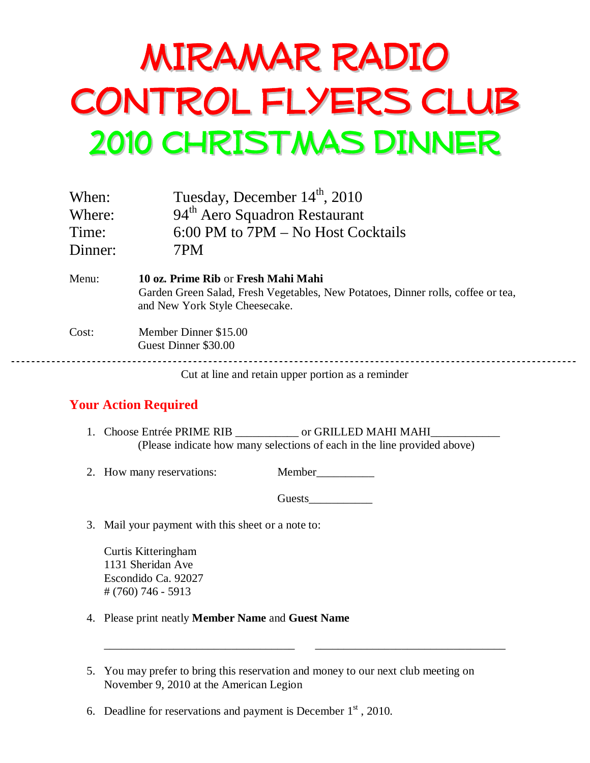# MIRAMAR RADIO CONTROL FLYERS CLUB

# 2010 CHRISTMAS DINNER

When: Tuesday, December 14th, 2010
Where: 94th Aero Squadron Restaurant
Time: 6:00 PM to 7PM – No Host Cocktails
Dinner: 7PM

Menu: **10 oz. Prime Rib** or **Fresh Mahi Mahi**
Garden Green Salad, Fresh Vegetables, New Potatoes, Dinner rolls, coffee or tea, and New York Style Cheesecake.

Cost: Member Dinner $15.00
Guest Dinner $30.00

---

Cut at line and retain upper portion as a reminder

## Your Action Required

1. Choose Entrée PRIME RIB ___________ or GRILLED MAHI MAHI____________
   (Please indicate how many selections of each in the line provided above)

2. How many reservations: Member__________

   Guests___________

3. Mail your payment with this sheet or a note to:

   Curtis Kitteringham
   1131 Sheridan Ave
   Escondido Ca. 92027
   # (760) 746 - 5913

4. Please print neatly **Member Name** and **Guest Name**

   _________________________________ _________________________________

5. You may prefer to bring this reservation and money to our next club meeting on November 9, 2010 at the American Legion

6. Deadline for reservations and payment is December 1st , 2010.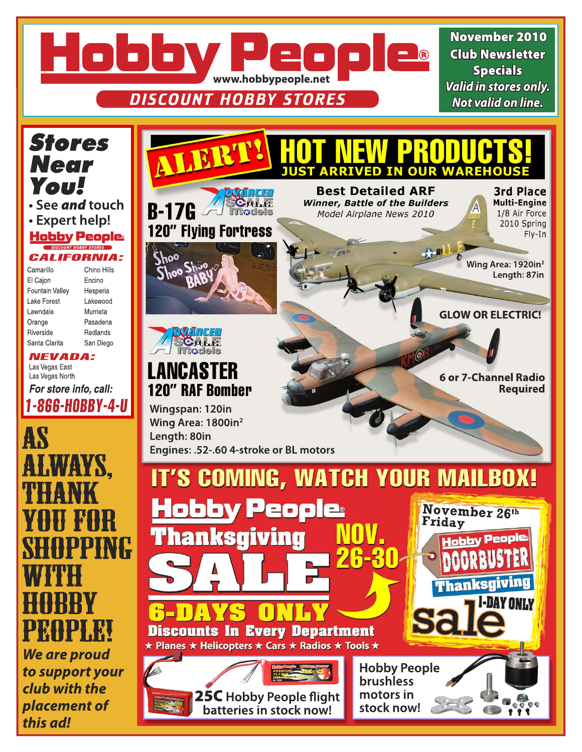# Hobby People®

www.hobbypeople.net

DISCOUNT HOBBY STORES

**November 2010 Club Newsletter Specials**
*Valid in stores only. Not valid on line.*

## Stores Near You!

- See *and* touch
- Expert help!

Hobby People® DISCOUNT HOBBY STORES

### CALIFORNIA:

| | |
|---|---|
| Camarillo | Chino Hills |
| El Cajon | Encino |
| Fountain Valley | Hesperia |
| Lake Forest | Lakewood |
| Lawndale | Murrieta |
| Orange | Pasadena |
| Riverside | Redlands |
| Santa Clarita | San Diego |

### NEVADA:

Las Vegas East
Las Vegas North

*For store info, call:*
**1-866-HOBBY-4-U**

## AS ALWAYS, THANK YOU FOR SHOPPING WITH HOBBY PEOPLE!

*We are proud to support your club with the placement of this ad!*

## ALERT! HOT NEW PRODUCTS!

**JUST ARRIVED IN OUR WAREHOUSE**

### Advanced Scale Models B-17G 120" Flying Fortress

**Best Detailed ARF**
*Winner, Battle of the Builders*
Model Airplane News 2010

**3rd Place**
**Multi-Engine**
1/8 Air Force
2010 Spring
Fly-In

Wing Area: 1920in²
Length: 87in

**GLOW OR ELECTRIC!**

### Advanced Scale Models LANCASTER 120" RAF Bomber

Wingspan: 120in
Wing Area: 1800in²
Length: 80in
Engines: .52-.60 4-stroke or BL motors

**6 or 7-Channel Radio Required**

## IT'S COMING, WATCH YOUR MAILBOX!

### Hobby People® Thanksgiving SALE NOV. 26-30

**6-DAYS ONLY**

**Discounts In Every Department**

★ Planes ★ Helicopters ★ Cars ★ Radios ★ Tools ★

November 26th Friday
Hobby People DOORBUSTER Thanksgiving 1-DAY ONLY sale

**25C** Hobby People flight batteries in stock now!

Hobby People brushless motors in stock now!